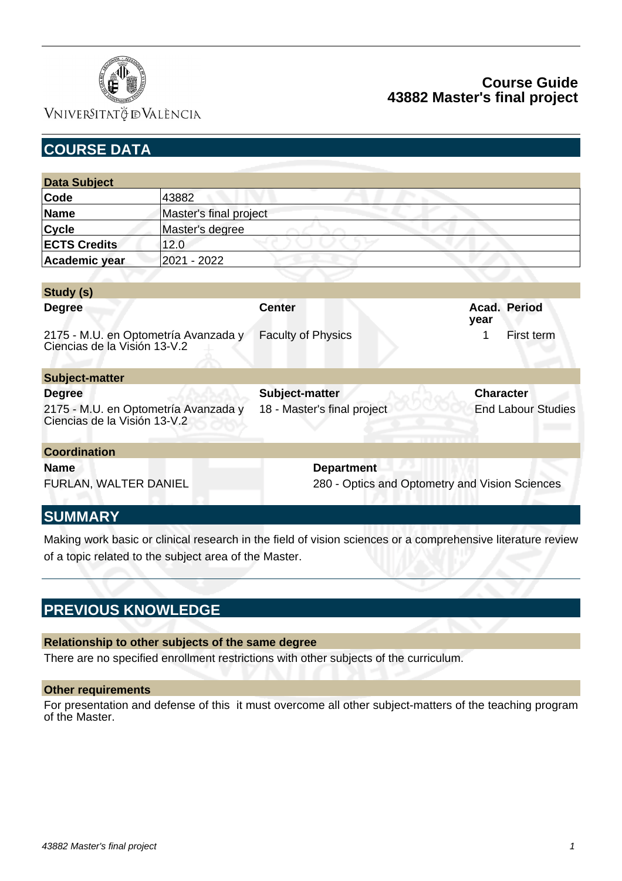# Course Guide
# 43882 Master's final project

## COURSE DATA

| Data Subject | |
|---|---|
| **Code** | 43882 |
| **Name** | Master's final project |
| **Cycle** | Master's degree |
| **ECTS Credits** | 12.0 |
| **Academic year** | 2021 - 2022 |

| Study (s) | | | |
|---|---|---|---|
| **Degree** | **Center** | **Acad. year** | **Period** |
| 2175 - M.U. en Optometría Avanzada y Ciencias de la Visión 13-V.2 | Faculty of Physics | 1 | First term |

| Subject-matter | | |
|---|---|---|
| **Degree** | **Subject-matter** | **Character** |
| 2175 - M.U. en Optometría Avanzada y Ciencias de la Visión 13-V.2 | 18 - Master's final project | End Labour Studies |

| Coordination | |
|---|---|
| **Name** | **Department** |
| FURLAN, WALTER DANIEL | 280 - Optics and Optometry and Vision Sciences |

## SUMMARY

Making work basic or clinical research in the field of vision sciences or a comprehensive literature review of a topic related to the subject area of the Master.

## PREVIOUS KNOWLEDGE

### Relationship to other subjects of the same degree

There are no specified enrollment restrictions with other subjects of the curriculum.

### Other requirements

For presentation and defense of this it must overcome all other subject-matters of the teaching program of the Master.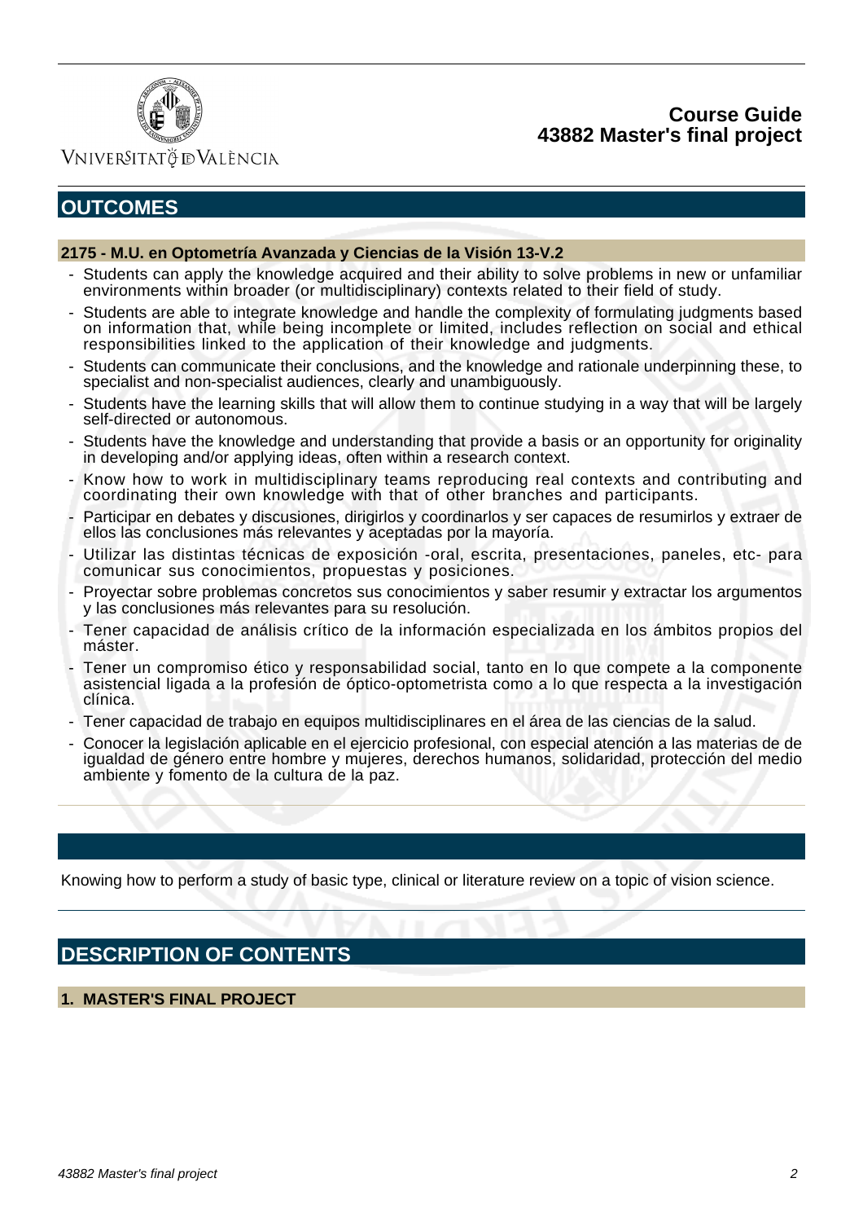## OUTCOMES

### 2175 - M.U. en Optometría Avanzada y Ciencias de la Visión 13-V.2

- Students can apply the knowledge acquired and their ability to solve problems in new or unfamiliar environments within broader (or multidisciplinary) contexts related to their field of study.
- Students are able to integrate knowledge and handle the complexity of formulating judgments based on information that, while being incomplete or limited, includes reflection on social and ethical responsibilities linked to the application of their knowledge and judgments.
- Students can communicate their conclusions, and the knowledge and rationale underpinning these, to specialist and non-specialist audiences, clearly and unambiguously.
- Students have the learning skills that will allow them to continue studying in a way that will be largely self-directed or autonomous.
- Students have the knowledge and understanding that provide a basis or an opportunity for originality in developing and/or applying ideas, often within a research context.
- Know how to work in multidisciplinary teams reproducing real contexts and contributing and coordinating their own knowledge with that of other branches and participants.
- Participar en debates y discusiones, dirigirlos y coordinarlos y ser capaces de resumirlos y extraer de ellos las conclusiones más relevantes y aceptadas por la mayoría.
- Utilizar las distintas técnicas de exposición -oral, escrita, presentaciones, paneles, etc- para comunicar sus conocimientos, propuestas y posiciones.
- Proyectar sobre problemas concretos sus conocimientos y saber resumir y extractar los argumentos y las conclusiones más relevantes para su resolución.
- Tener capacidad de análisis crítico de la información especializada en los ámbitos propios del máster.
- Tener un compromiso ético y responsabilidad social, tanto en lo que compete a la componente asistencial ligada a la profesión de óptico-optometrista como a lo que respecta a la investigación clínica.
- Tener capacidad de trabajo en equipos multidisciplinares en el área de las ciencias de la salud.
- Conocer la legislación aplicable en el ejercicio profesional, con especial atención a las materias de de igualdad de género entre hombre y mujeres, derechos humanos, solidaridad, protección del medio ambiente y fomento de la cultura de la paz.

Knowing how to perform a study of basic type, clinical or literature review on a topic of vision science.

## DESCRIPTION OF CONTENTS

### 1. MASTER'S FINAL PROJECT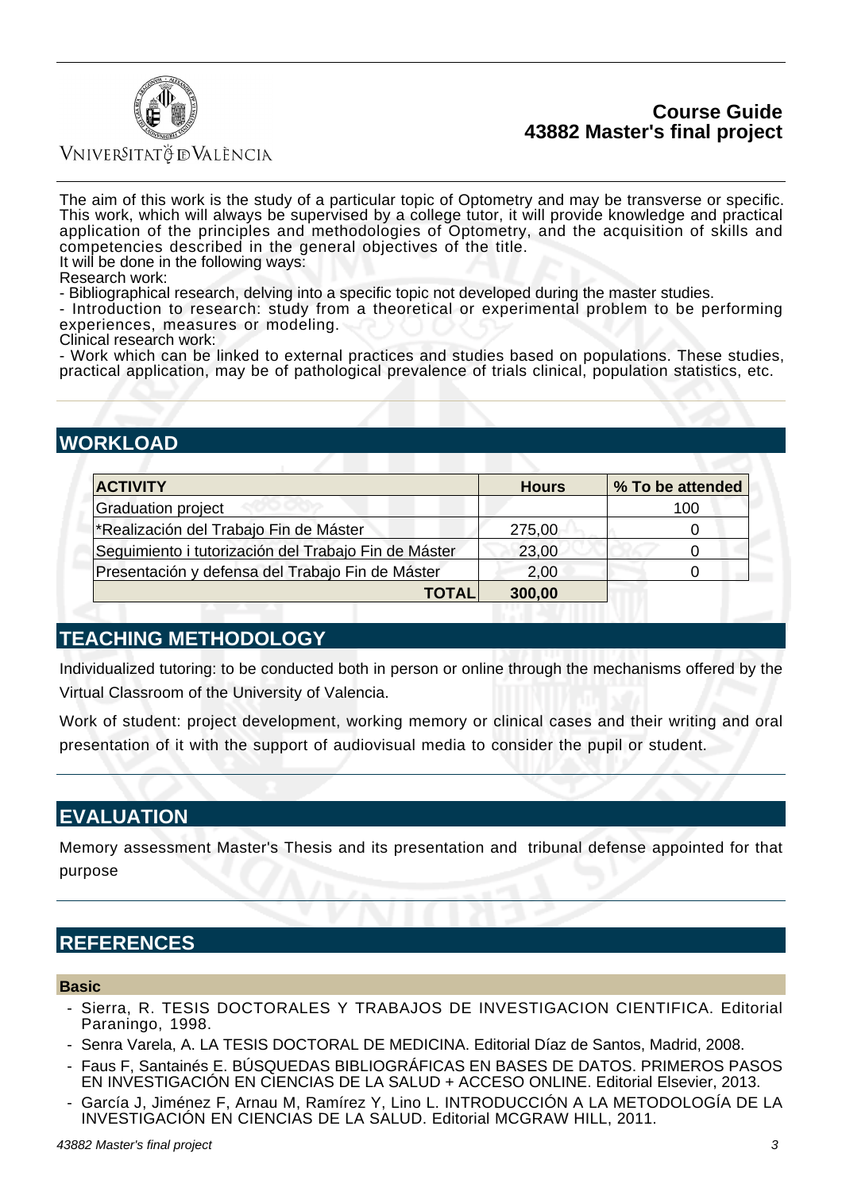The aim of this work is the study of a particular topic of Optometry and may be transverse or specific. This work, which will always be supervised by a college tutor, it will provide knowledge and practical application of the principles and methodologies of Optometry, and the acquisition of skills and competencies described in the general objectives of the title.
It will be done in the following ways:
Research work:
- Bibliographical research, delving into a specific topic not developed during the master studies.
- Introduction to research: study from a theoretical or experimental problem to be performing experiences, measures or modeling.

Clinical research work:
- Work which can be linked to external practices and studies based on populations. These studies, practical application, may be of pathological prevalence of trials clinical, population statistics, etc.

## WORKLOAD

| ACTIVITY | Hours | % To be attended |
|---|---|---|
| Graduation project | | 100 |
| *Realización del Trabajo Fin de Máster | 275,00 | 0 |
| Seguimiento i tutorización del Trabajo Fin de Máster | 23,00 | 0 |
| Presentación y defensa del Trabajo Fin de Máster | 2,00 | 0 |
| **TOTAL** | **300,00** | |

## TEACHING METHODOLOGY

Individualized tutoring: to be conducted both in person or online through the mechanisms offered by the Virtual Classroom of the University of Valencia.

Work of student: project development, working memory or clinical cases and their writing and oral presentation of it with the support of audiovisual media to consider the pupil or student.

## EVALUATION

Memory assessment Master's Thesis and its presentation and tribunal defense appointed for that purpose

## REFERENCES

### Basic

- Sierra, R. TESIS DOCTORALES Y TRABAJOS DE INVESTIGACION CIENTIFICA. Editorial Paraningo, 1998.
- Senra Varela, A. LA TESIS DOCTORAL DE MEDICINA. Editorial Díaz de Santos, Madrid, 2008.
- Faus F, Santainés E. BÚSQUEDAS BIBLIOGRÁFICAS EN BASES DE DATOS. PRIMEROS PASOS EN INVESTIGACIÓN EN CIENCIAS DE LA SALUD + ACCESO ONLINE. Editorial Elsevier, 2013.
- García J, Jiménez F, Arnau M, Ramírez Y, Lino L. INTRODUCCIÓN A LA METODOLOGÍA DE LA INVESTIGACIÓN EN CIENCIAS DE LA SALUD. Editorial MCGRAW HILL, 2011.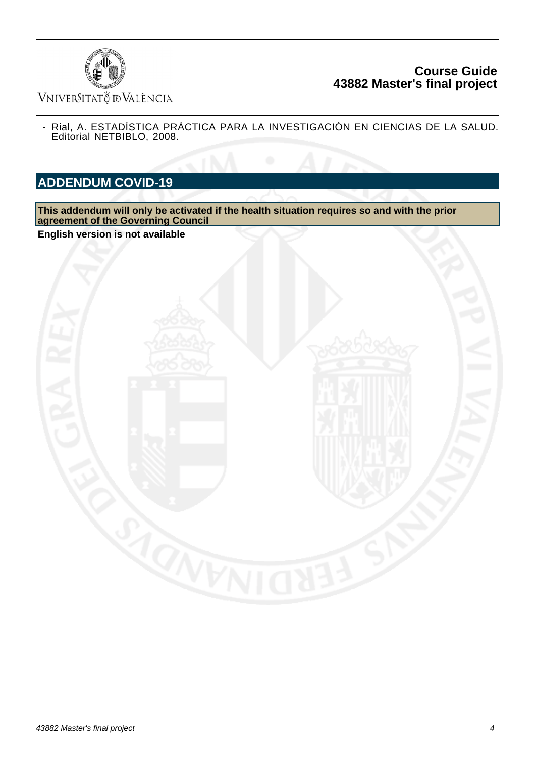- Rial, A. ESTADÍSTICA PRÁCTICA PARA LA INVESTIGACIÓN EN CIENCIAS DE LA SALUD. Editorial NETBIBLO, 2008.

## ADDENDUM COVID-19

**This addendum will only be activated if the health situation requires so and with the prior agreement of the Governing Council**

**English version is not available**